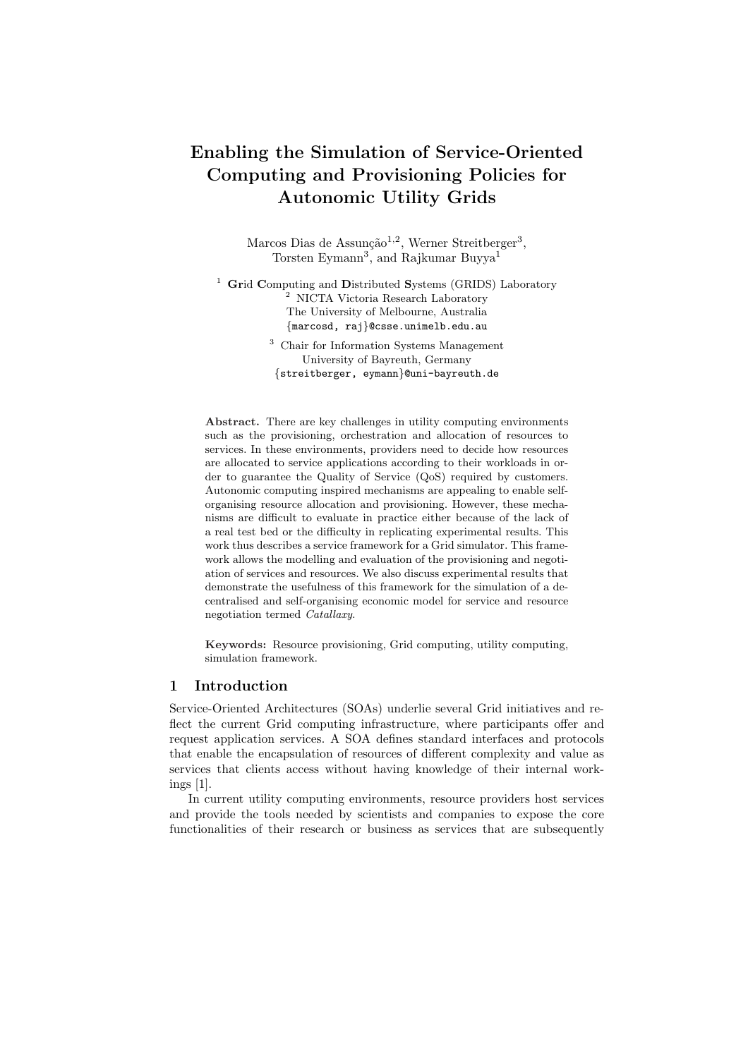# Enabling the Simulation of Service-Oriented Computing and Provisioning Policies for Autonomic Utility Grids

Marcos Dias de Assunção[1,2], Werner Streitberger[3], Torsten Eymann[3], and Rajkumar Buyya[1]

[1] **Gr**id **C**omputing and **D**istributed **S**ystems (GRIDS) Laboratory
[2] NICTA Victoria Research Laboratory
The University of Melbourne, Australia
{marcosd, raj}@csse.unimelb.edu.au

[3] Chair for Information Systems Management
University of Bayreuth, Germany
{streitberger, eymann}@uni-bayreuth.de

**Abstract.** There are key challenges in utility computing environments such as the provisioning, orchestration and allocation of resources to services. In these environments, providers need to decide how resources are allocated to service applications according to their workloads in order to guarantee the Quality of Service (QoS) required by customers. Autonomic computing inspired mechanisms are appealing to enable self-organising resource allocation and provisioning. However, these mechanisms are difficult to evaluate in practice either because of the lack of a real test bed or the difficulty in replicating experimental results. This work thus describes a service framework for a Grid simulator. This framework allows the modelling and evaluation of the provisioning and negotiation of services and resources. We also discuss experimental results that demonstrate the usefulness of this framework for the simulation of a decentralised and self-organising economic model for service and resource negotiation termed *Catallaxy*.

**Keywords:** Resource provisioning, Grid computing, utility computing, simulation framework.

## 1 Introduction

Service-Oriented Architectures (SOAs) underlie several Grid initiatives and reflect the current Grid computing infrastructure, where participants offer and request application services. A SOA defines standard interfaces and protocols that enable the encapsulation of resources of different complexity and value as services that clients access without having knowledge of their internal workings [1].

In current utility computing environments, resource providers host services and provide the tools needed by scientists and companies to expose the core functionalities of their research or business as services that are subsequently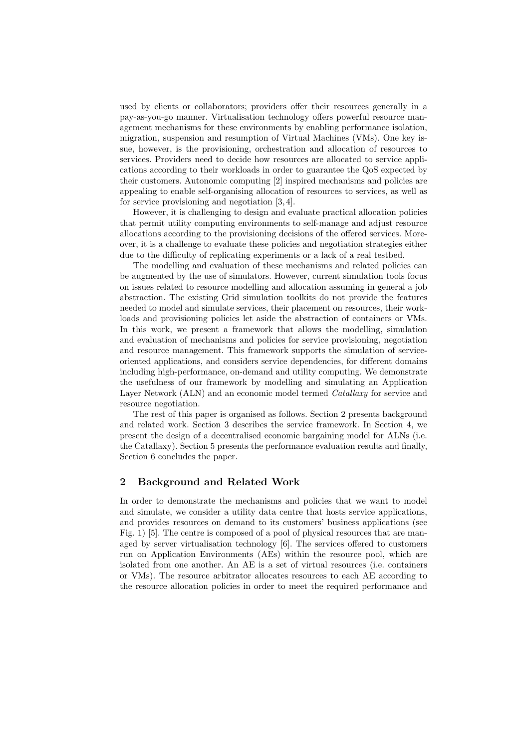used by clients or collaborators; providers offer their resources generally in a pay-as-you-go manner. Virtualisation technology offers powerful resource management mechanisms for these environments by enabling performance isolation, migration, suspension and resumption of Virtual Machines (VMs). One key issue, however, is the provisioning, orchestration and allocation of resources to services. Providers need to decide how resources are allocated to service applications according to their workloads in order to guarantee the QoS expected by their customers. Autonomic computing [2] inspired mechanisms and policies are appealing to enable self-organising allocation of resources to services, as well as for service provisioning and negotiation [3, 4].

However, it is challenging to design and evaluate practical allocation policies that permit utility computing environments to self-manage and adjust resource allocations according to the provisioning decisions of the offered services. Moreover, it is a challenge to evaluate these policies and negotiation strategies either due to the difficulty of replicating experiments or a lack of a real testbed.

The modelling and evaluation of these mechanisms and related policies can be augmented by the use of simulators. However, current simulation tools focus on issues related to resource modelling and allocation assuming in general a job abstraction. The existing Grid simulation toolkits do not provide the features needed to model and simulate services, their placement on resources, their workloads and provisioning policies let aside the abstraction of containers or VMs. In this work, we present a framework that allows the modelling, simulation and evaluation of mechanisms and policies for service provisioning, negotiation and resource management. This framework supports the simulation of service-oriented applications, and considers service dependencies, for different domains including high-performance, on-demand and utility computing. We demonstrate the usefulness of our framework by modelling and simulating an Application Layer Network (ALN) and an economic model termed *Catallaxy* for service and resource negotiation.

The rest of this paper is organised as follows. Section 2 presents background and related work. Section 3 describes the service framework. In Section 4, we present the design of a decentralised economic bargaining model for ALNs (i.e. the Catallaxy). Section 5 presents the performance evaluation results and finally, Section 6 concludes the paper.

## 2 Background and Related Work

In order to demonstrate the mechanisms and policies that we want to model and simulate, we consider a utility data centre that hosts service applications, and provides resources on demand to its customers' business applications (see Fig. 1) [5]. The centre is composed of a pool of physical resources that are managed by server virtualisation technology [6]. The services offered to customers run on Application Environments (AEs) within the resource pool, which are isolated from one another. An AE is a set of virtual resources (i.e. containers or VMs). The resource arbitrator allocates resources to each AE according to the resource allocation policies in order to meet the required performance and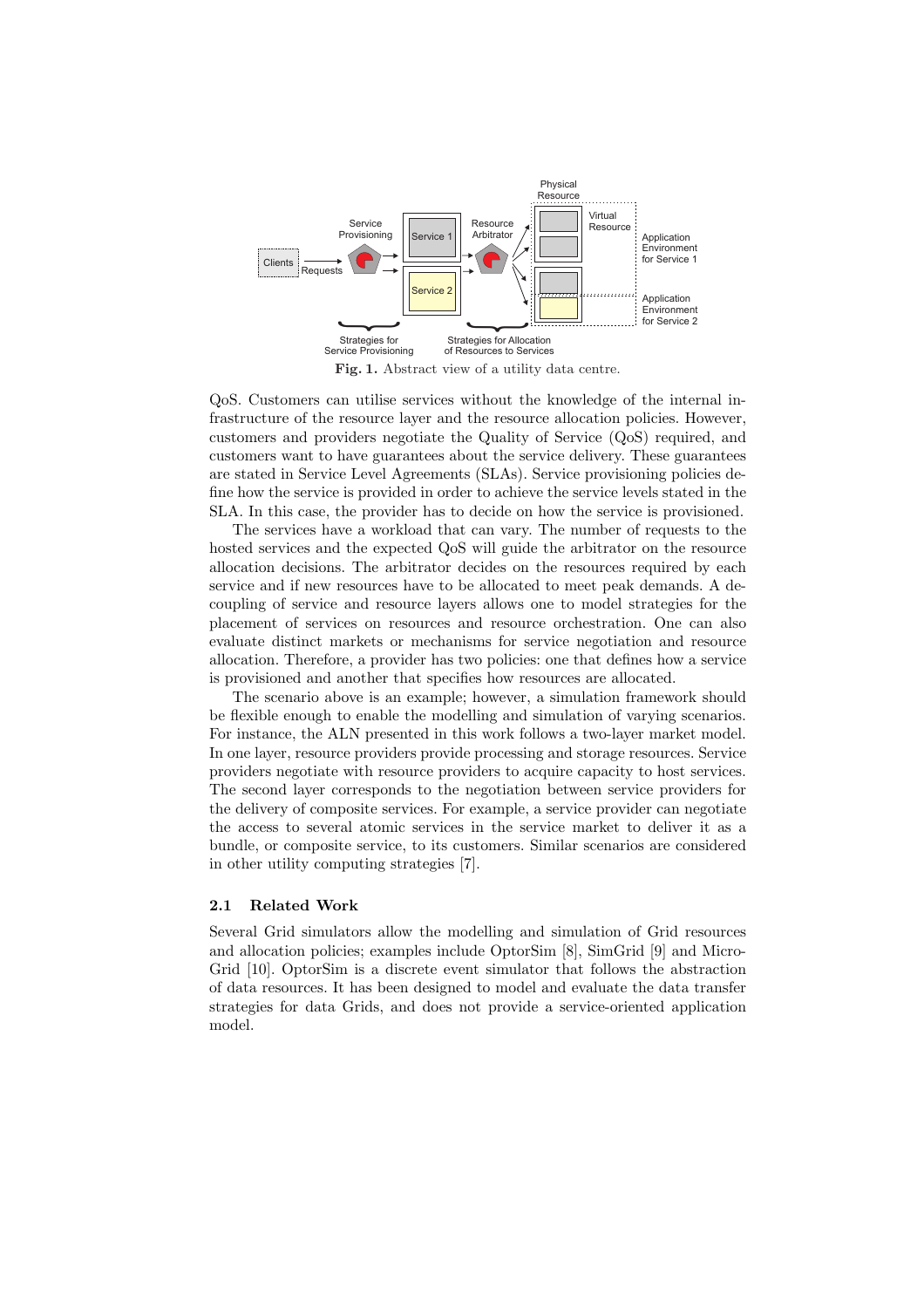Physical Resource

Virtual Resource

Service Provisioning

Resource Arbitrator

Clients

Requests

Service 1

Service 2

Application Environment for Service 1

Application Environment for Service 2

Strategies for Service Provisioning

Strategies for Allocation of Resources to Services

**Fig. 1.** Abstract view of a utility data centre.

QoS. Customers can utilise services without the knowledge of the internal infrastructure of the resource layer and the resource allocation policies. However, customers and providers negotiate the Quality of Service (QoS) required, and customers want to have guarantees about the service delivery. These guarantees are stated in Service Level Agreements (SLAs). Service provisioning policies define how the service is provided in order to achieve the service levels stated in the SLA. In this case, the provider has to decide on how the service is provisioned.

The services have a workload that can vary. The number of requests to the hosted services and the expected QoS will guide the arbitrator on the resource allocation decisions. The arbitrator decides on the resources required by each service and if new resources have to be allocated to meet peak demands. A decoupling of service and resource layers allows one to model strategies for the placement of services on resources and resource orchestration. One can also evaluate distinct markets or mechanisms for service negotiation and resource allocation. Therefore, a provider has two policies: one that defines how a service is provisioned and another that specifies how resources are allocated.

The scenario above is an example; however, a simulation framework should be flexible enough to enable the modelling and simulation of varying scenarios. For instance, the ALN presented in this work follows a two-layer market model. In one layer, resource providers provide processing and storage resources. Service providers negotiate with resource providers to acquire capacity to host services. The second layer corresponds to the negotiation between service providers for the delivery of composite services. For example, a service provider can negotiate the access to several atomic services in the service market to deliver it as a bundle, or composite service, to its customers. Similar scenarios are considered in other utility computing strategies [7].

### 2.1 Related Work

Several Grid simulators allow the modelling and simulation of Grid resources and allocation policies; examples include OptorSim [8], SimGrid [9] and MicroGrid [10]. OptorSim is a discrete event simulator that follows the abstraction of data resources. It has been designed to model and evaluate the data transfer strategies for data Grids, and does not provide a service-oriented application model.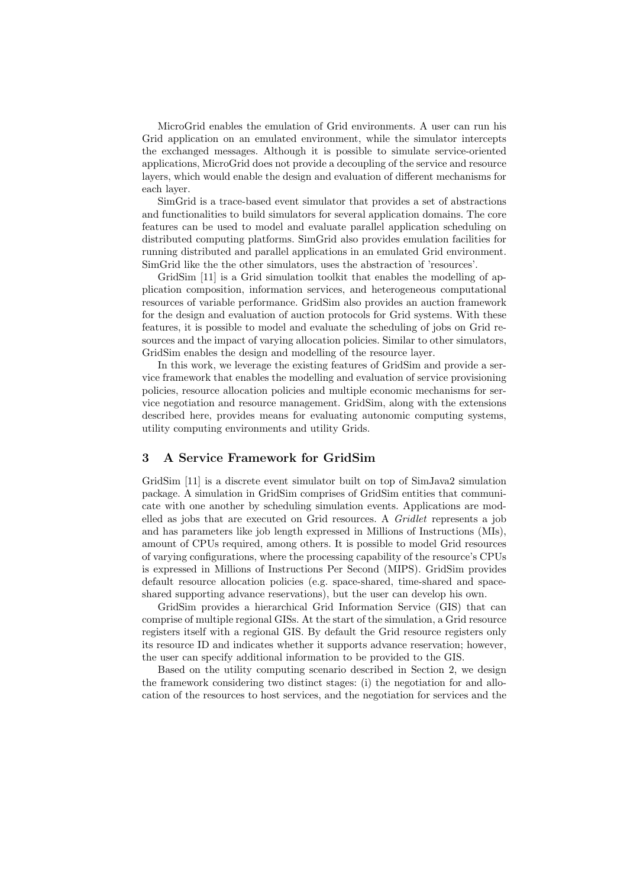MicroGrid enables the emulation of Grid environments. A user can run his Grid application on an emulated environment, while the simulator intercepts the exchanged messages. Although it is possible to simulate service-oriented applications, MicroGrid does not provide a decoupling of the service and resource layers, which would enable the design and evaluation of different mechanisms for each layer.

SimGrid is a trace-based event simulator that provides a set of abstractions and functionalities to build simulators for several application domains. The core features can be used to model and evaluate parallel application scheduling on distributed computing platforms. SimGrid also provides emulation facilities for running distributed and parallel applications in an emulated Grid environment. SimGrid like the the other simulators, uses the abstraction of 'resources'.

GridSim [11] is a Grid simulation toolkit that enables the modelling of application composition, information services, and heterogeneous computational resources of variable performance. GridSim also provides an auction framework for the design and evaluation of auction protocols for Grid systems. With these features, it is possible to model and evaluate the scheduling of jobs on Grid resources and the impact of varying allocation policies. Similar to other simulators, GridSim enables the design and modelling of the resource layer.

In this work, we leverage the existing features of GridSim and provide a service framework that enables the modelling and evaluation of service provisioning policies, resource allocation policies and multiple economic mechanisms for service negotiation and resource management. GridSim, along with the extensions described here, provides means for evaluating autonomic computing systems, utility computing environments and utility Grids.

## 3 A Service Framework for GridSim

GridSim [11] is a discrete event simulator built on top of SimJava2 simulation package. A simulation in GridSim comprises of GridSim entities that communicate with one another by scheduling simulation events. Applications are modelled as jobs that are executed on Grid resources. A *Gridlet* represents a job and has parameters like job length expressed in Millions of Instructions (MIs), amount of CPUs required, among others. It is possible to model Grid resources of varying configurations, where the processing capability of the resource's CPUs is expressed in Millions of Instructions Per Second (MIPS). GridSim provides default resource allocation policies (e.g. space-shared, time-shared and space-shared supporting advance reservations), but the user can develop his own.

GridSim provides a hierarchical Grid Information Service (GIS) that can comprise of multiple regional GISs. At the start of the simulation, a Grid resource registers itself with a regional GIS. By default the Grid resource registers only its resource ID and indicates whether it supports advance reservation; however, the user can specify additional information to be provided to the GIS.

Based on the utility computing scenario described in Section 2, we design the framework considering two distinct stages: (i) the negotiation for and allocation of the resources to host services, and the negotiation for services and the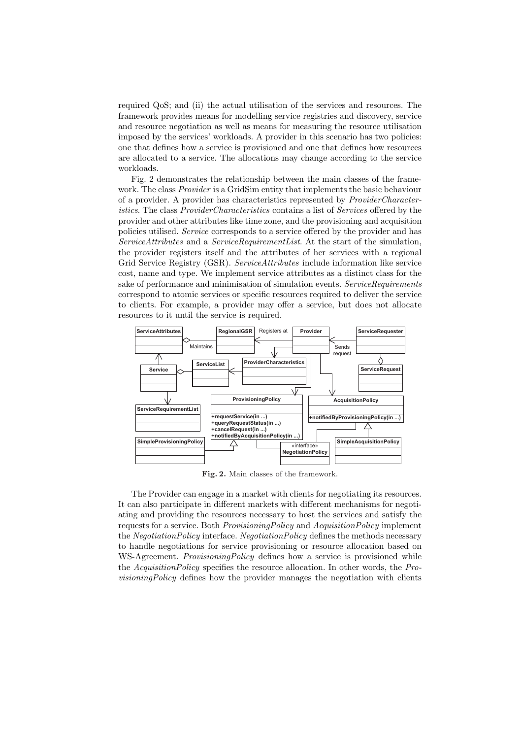required QoS; and (ii) the actual utilisation of the services and resources. The framework provides means for modelling service registries and discovery, service and resource negotiation as well as means for measuring the resource utilisation imposed by the services' workloads. A provider in this scenario has two policies: one that defines how a service is provisioned and one that defines how resources are allocated to a service. The allocations may change according to the service workloads.

Fig. 2 demonstrates the relationship between the main classes of the framework. The class *Provider* is a GridSim entity that implements the basic behaviour of a provider. A provider has characteristics represented by *ProviderCharacteristics*. The class *ProviderCharacteristics* contains a list of *Services* offered by the provider and other attributes like time zone, and the provisioning and acquisition policies utilised. *Service* corresponds to a service offered by the provider and has *ServiceAttributes* and a *ServiceRequirementList*. At the start of the simulation, the provider registers itself and the attributes of her services with a regional Grid Service Registry (GSR). *ServiceAttributes* include information like service cost, name and type. We implement service attributes as a distinct class for the sake of performance and minimisation of simulation events. *ServiceRequirements* correspond to atomic services or specific resources required to deliver the service to clients. For example, a provider may offer a service, but does not allocate resources to it until the service is required.

ServiceAttributes
RegionalGSR
Registers at
Provider
ServiceRequester
Maintains
Sends request
ServiceList
ProviderCharacteristics
Service
ServiceRequest
ServiceRequirementList
ProvisioningPolicy
+requestService(in ...)
+queryRequestStatus(in ...)
+cancelRequest(in ...)
+notifiedByAcquisitionPolicy(in ...)
AcquisitionPolicy
+notifiedByProvisioningPolicy(in ...)
SimpleProvisioningPolicy
«interface»
NegotiationPolicy
SimpleAcquisitionPolicy

**Fig. 2.** Main classes of the framework.

The Provider can engage in a market with clients for negotiating its resources. It can also participate in different markets with different mechanisms for negotiating and providing the resources necessary to host the services and satisfy the requests for a service. Both *ProvisioningPolicy* and *AcquisitionPolicy* implement the *NegotiationPolicy* interface. *NegotiationPolicy* defines the methods necessary to handle negotiations for service provisioning or resource allocation based on WS-Agreement. *ProvisioningPolicy* defines how a service is provisioned while the *AcquisitionPolicy* specifies the resource allocation. In other words, the *ProvisioningPolicy* defines how the provider manages the negotiation with clients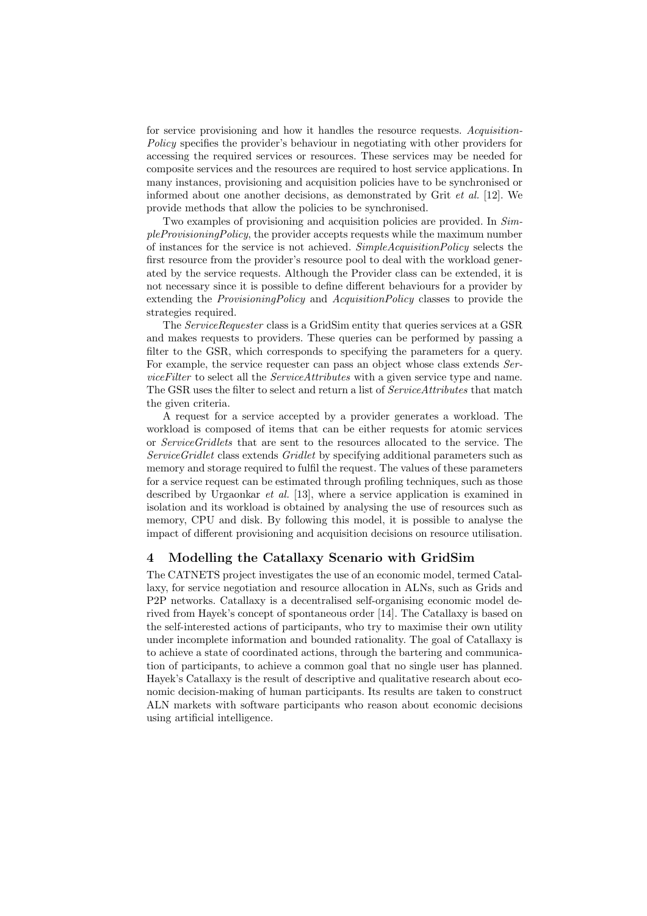for service provisioning and how it handles the resource requests. *AcquisitionPolicy* specifies the provider's behaviour in negotiating with other providers for accessing the required services or resources. These services may be needed for composite services and the resources are required to host service applications. In many instances, provisioning and acquisition policies have to be synchronised or informed about one another decisions, as demonstrated by Grit *et al.* [12]. We provide methods that allow the policies to be synchronised.

Two examples of provisioning and acquisition policies are provided. In *SimpleProvisioningPolicy*, the provider accepts requests while the maximum number of instances for the service is not achieved. *SimpleAcquisitionPolicy* selects the first resource from the provider's resource pool to deal with the workload generated by the service requests. Although the Provider class can be extended, it is not necessary since it is possible to define different behaviours for a provider by extending the *ProvisioningPolicy* and *AcquisitionPolicy* classes to provide the strategies required.

The *ServiceRequester* class is a GridSim entity that queries services at a GSR and makes requests to providers. These queries can be performed by passing a filter to the GSR, which corresponds to specifying the parameters for a query. For example, the service requester can pass an object whose class extends *ServiceFilter* to select all the *ServiceAttributes* with a given service type and name. The GSR uses the filter to select and return a list of *ServiceAttributes* that match the given criteria.

A request for a service accepted by a provider generates a workload. The workload is composed of items that can be either requests for atomic services or *ServiceGridlets* that are sent to the resources allocated to the service. The *ServiceGridlet* class extends *Gridlet* by specifying additional parameters such as memory and storage required to fulfil the request. The values of these parameters for a service request can be estimated through profiling techniques, such as those described by Urgaonkar *et al.* [13], where a service application is examined in isolation and its workload is obtained by analysing the use of resources such as memory, CPU and disk. By following this model, it is possible to analyse the impact of different provisioning and acquisition decisions on resource utilisation.

## 4 Modelling the Catallaxy Scenario with GridSim

The CATNETS project investigates the use of an economic model, termed Catallaxy, for service negotiation and resource allocation in ALNs, such as Grids and P2P networks. Catallaxy is a decentralised self-organising economic model derived from Hayek's concept of spontaneous order [14]. The Catallaxy is based on the self-interested actions of participants, who try to maximise their own utility under incomplete information and bounded rationality. The goal of Catallaxy is to achieve a state of coordinated actions, through the bartering and communication of participants, to achieve a common goal that no single user has planned. Hayek's Catallaxy is the result of descriptive and qualitative research about economic decision-making of human participants. Its results are taken to construct ALN markets with software participants who reason about economic decisions using artificial intelligence.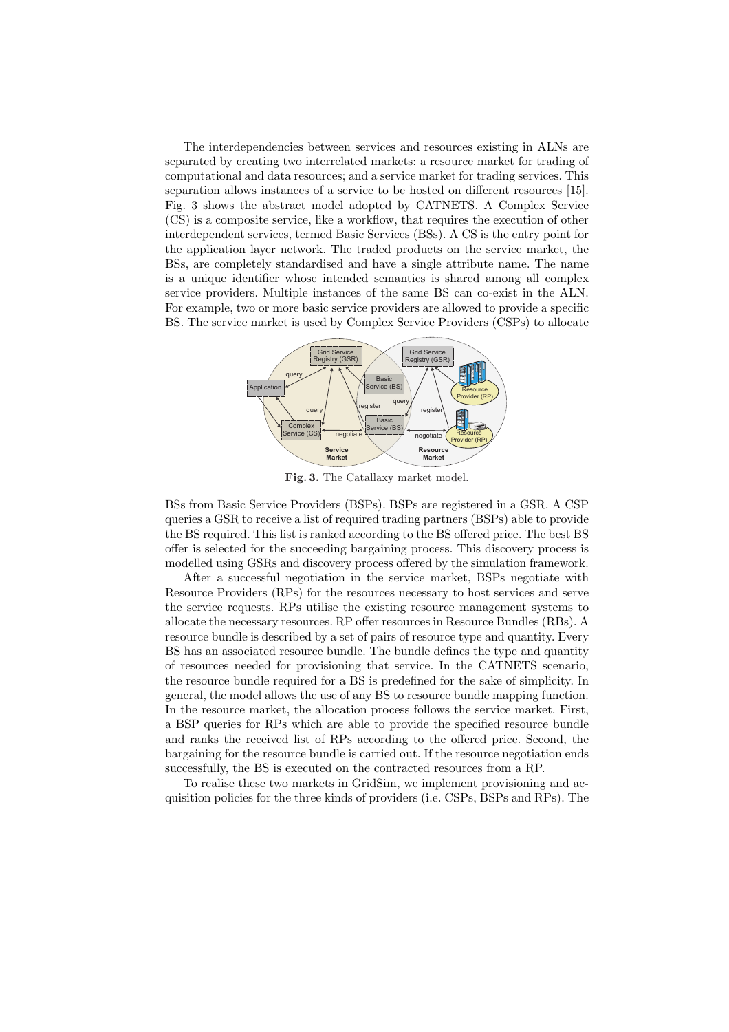The interdependencies between services and resources existing in ALNs are separated by creating two interrelated markets: a resource market for trading of computational and data resources; and a service market for trading services. This separation allows instances of a service to be hosted on different resources [15]. Fig. 3 shows the abstract model adopted by CATNETS. A Complex Service (CS) is a composite service, like a workflow, that requires the execution of other interdependent services, termed Basic Services (BSs). A CS is the entry point for the application layer network. The traded products on the service market, the BSs, are completely standardised and have a single attribute name. The name is a unique identifier whose intended semantics is shared among all complex service providers. Multiple instances of the same BS can co-exist in the ALN. For example, two or more basic service providers are allowed to provide a specific BS. The service market is used by Complex Service Providers (CSPs) to allocate

Grid Service Registry (GSR)
Grid Service Registry (GSR)
query
Application
Basic Service (BS)
Resource Provider (RP)
query
query
register
register
Complex Service (CS)
Basic Service (BS)
negotiate
negotiate
Resource Provider (RP)
Service Market
Resource Market

**Fig. 3.** The Catallaxy market model.

BSs from Basic Service Providers (BSPs). BSPs are registered in a GSR. A CSP queries a GSR to receive a list of required trading partners (BSPs) able to provide the BS required. This list is ranked according to the BS offered price. The best BS offer is selected for the succeeding bargaining process. This discovery process is modelled using GSRs and discovery process offered by the simulation framework.

After a successful negotiation in the service market, BSPs negotiate with Resource Providers (RPs) for the resources necessary to host services and serve the service requests. RPs utilise the existing resource management systems to allocate the necessary resources. RP offer resources in Resource Bundles (RBs). A resource bundle is described by a set of pairs of resource type and quantity. Every BS has an associated resource bundle. The bundle defines the type and quantity of resources needed for provisioning that service. In the CATNETS scenario, the resource bundle required for a BS is predefined for the sake of simplicity. In general, the model allows the use of any BS to resource bundle mapping function. In the resource market, the allocation process follows the service market. First, a BSP queries for RPs which are able to provide the specified resource bundle and ranks the received list of RPs according to the offered price. Second, the bargaining for the resource bundle is carried out. If the resource negotiation ends successfully, the BS is executed on the contracted resources from a RP.

To realise these two markets in GridSim, we implement provisioning and acquisition policies for the three kinds of providers (i.e. CSPs, BSPs and RPs). The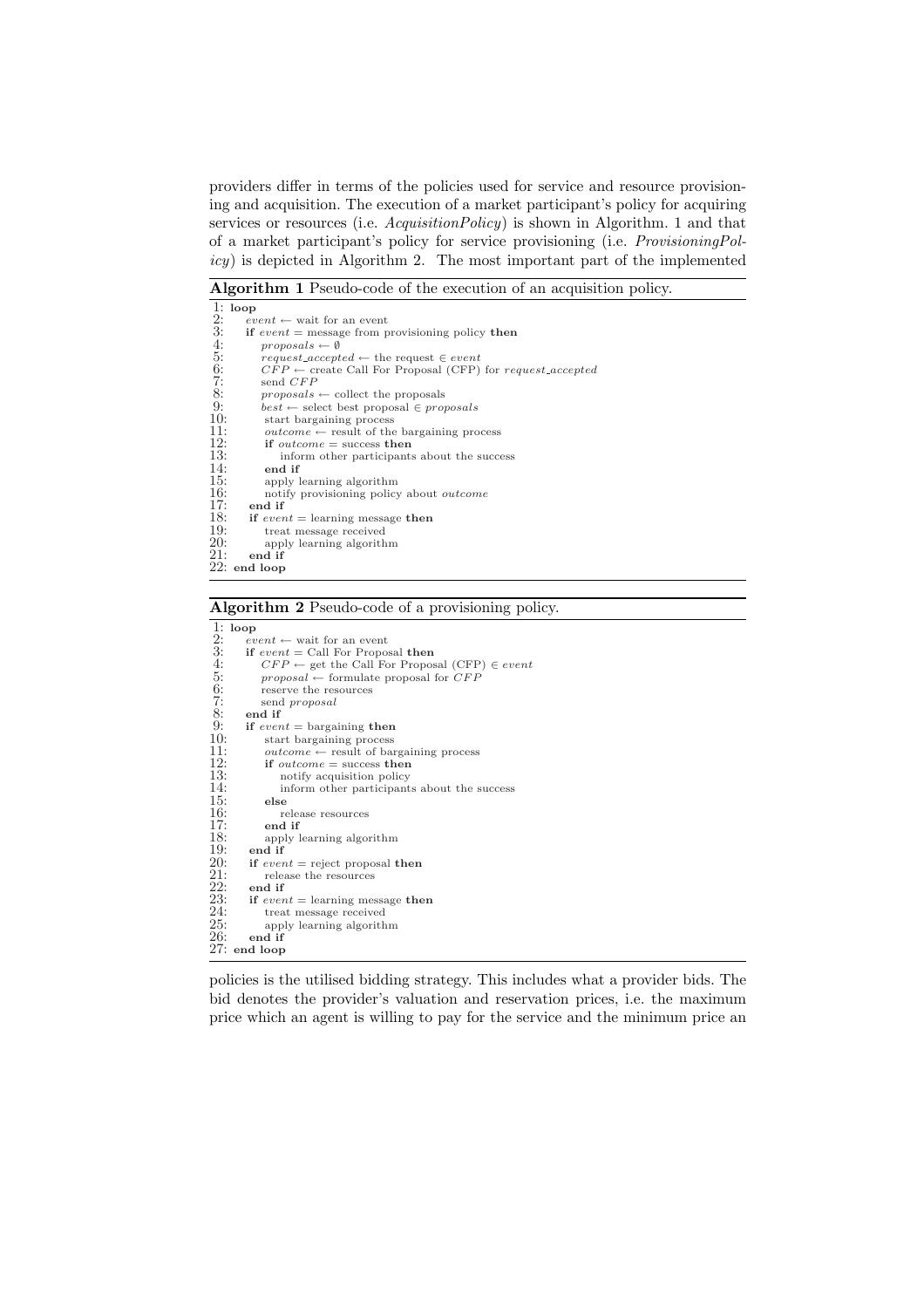providers differ in terms of the policies used for service and resource provisioning and acquisition. The execution of a market participant's policy for acquiring services or resources (i.e. *AcquisitionPolicy*) is shown in Algorithm. 1 and that of a market participant's policy for service provisioning (i.e. *ProvisioningPolicy*) is depicted in Algorithm 2. The most important part of the implemented

**Algorithm 1** Pseudo-code of the execution of an acquisition policy.

```
1: loop
2:   event ← wait for an event
3:   if event = message from provisioning policy then
4:     proposals ← ∅
5:     request_accepted ← the request ∈ event
6:     CFP ← create Call For Proposal (CFP) for request_accepted
7:     send CFP
8:     proposals ← collect the proposals
9:     best ← select best proposal ∈ proposals
10:    start bargaining process
11:    outcome ← result of the bargaining process
12:    if outcome = success then
13:      inform other participants about the success
14:    end if
15:    apply learning algorithm
16:    notify provisioning policy about outcome
17:  end if
18:  if event = learning message then
19:    treat message received
20:    apply learning algorithm
21:  end if
22: end loop
```

**Algorithm 2** Pseudo-code of a provisioning policy.

```
1: loop
2:   event ← wait for an event
3:   if event = Call For Proposal then
4:     CFP ← get the Call For Proposal (CFP) ∈ event
5:     proposal ← formulate proposal for CFP
6:     reserve the resources
7:     send proposal
8:   end if
9:   if event = bargaining then
10:    start bargaining process
11:    outcome ← result of bargaining process
12:    if outcome = success then
13:      notify acquisition policy
14:      inform other participants about the success
15:    else
16:      release resources
17:    end if
18:    apply learning algorithm
19:  end if
20:  if event = reject proposal then
21:    release the resources
22:  end if
23:  if event = learning message then
24:    treat message received
25:    apply learning algorithm
26:  end if
27: end loop
```

policies is the utilised bidding strategy. This includes what a provider bids. The bid denotes the provider's valuation and reservation prices, i.e. the maximum price which an agent is willing to pay for the service and the minimum price an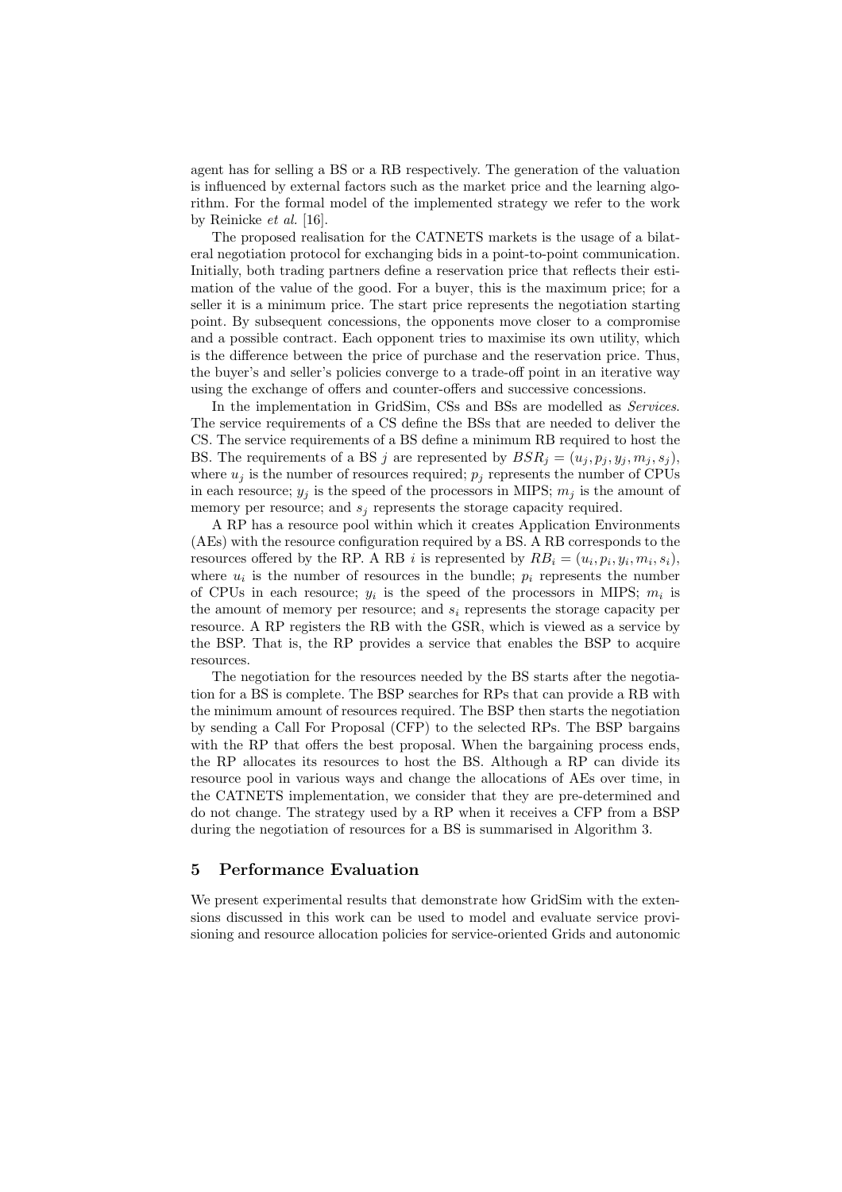agent has for selling a BS or a RB respectively. The generation of the valuation is influenced by external factors such as the market price and the learning algorithm. For the formal model of the implemented strategy we refer to the work by Reinicke *et al.* [16].

The proposed realisation for the CATNETS markets is the usage of a bilateral negotiation protocol for exchanging bids in a point-to-point communication. Initially, both trading partners define a reservation price that reflects their estimation of the value of the good. For a buyer, this is the maximum price; for a seller it is a minimum price. The start price represents the negotiation starting point. By subsequent concessions, the opponents move closer to a compromise and a possible contract. Each opponent tries to maximise its own utility, which is the difference between the price of purchase and the reservation price. Thus, the buyer's and seller's policies converge to a trade-off point in an iterative way using the exchange of offers and counter-offers and successive concessions.

In the implementation in GridSim, CSs and BSs are modelled as *Services*. The service requirements of a CS define the BSs that are needed to deliver the CS. The service requirements of a BS define a minimum RB required to host the BS. The requirements of a BS $j$ are represented by $BSR_j = (u_j, p_j, y_j, m_j, s_j)$, where $u_j$ is the number of resources required; $p_j$ represents the number of CPUs in each resource; $y_j$ is the speed of the processors in MIPS; $m_j$ is the amount of memory per resource; and $s_j$ represents the storage capacity required.

A RP has a resource pool within which it creates Application Environments (AEs) with the resource configuration required by a BS. A RB corresponds to the resources offered by the RP. A RB $i$ is represented by $RB_i = (u_i, p_i, y_i, m_i, s_i)$, where $u_i$ is the number of resources in the bundle; $p_i$ represents the number of CPUs in each resource; $y_i$ is the speed of the processors in MIPS; $m_i$ is the amount of memory per resource; and $s_i$ represents the storage capacity per resource. A RP registers the RB with the GSR, which is viewed as a service by the BSP. That is, the RP provides a service that enables the BSP to acquire resources.

The negotiation for the resources needed by the BS starts after the negotiation for a BS is complete. The BSP searches for RPs that can provide a RB with the minimum amount of resources required. The BSP then starts the negotiation by sending a Call For Proposal (CFP) to the selected RPs. The BSP bargains with the RP that offers the best proposal. When the bargaining process ends, the RP allocates its resources to host the BS. Although a RP can divide its resource pool in various ways and change the allocations of AEs over time, in the CATNETS implementation, we consider that they are pre-determined and do not change. The strategy used by a RP when it receives a CFP from a BSP during the negotiation of resources for a BS is summarised in Algorithm 3.

## 5 Performance Evaluation

We present experimental results that demonstrate how GridSim with the extensions discussed in this work can be used to model and evaluate service provisioning and resource allocation policies for service-oriented Grids and autonomic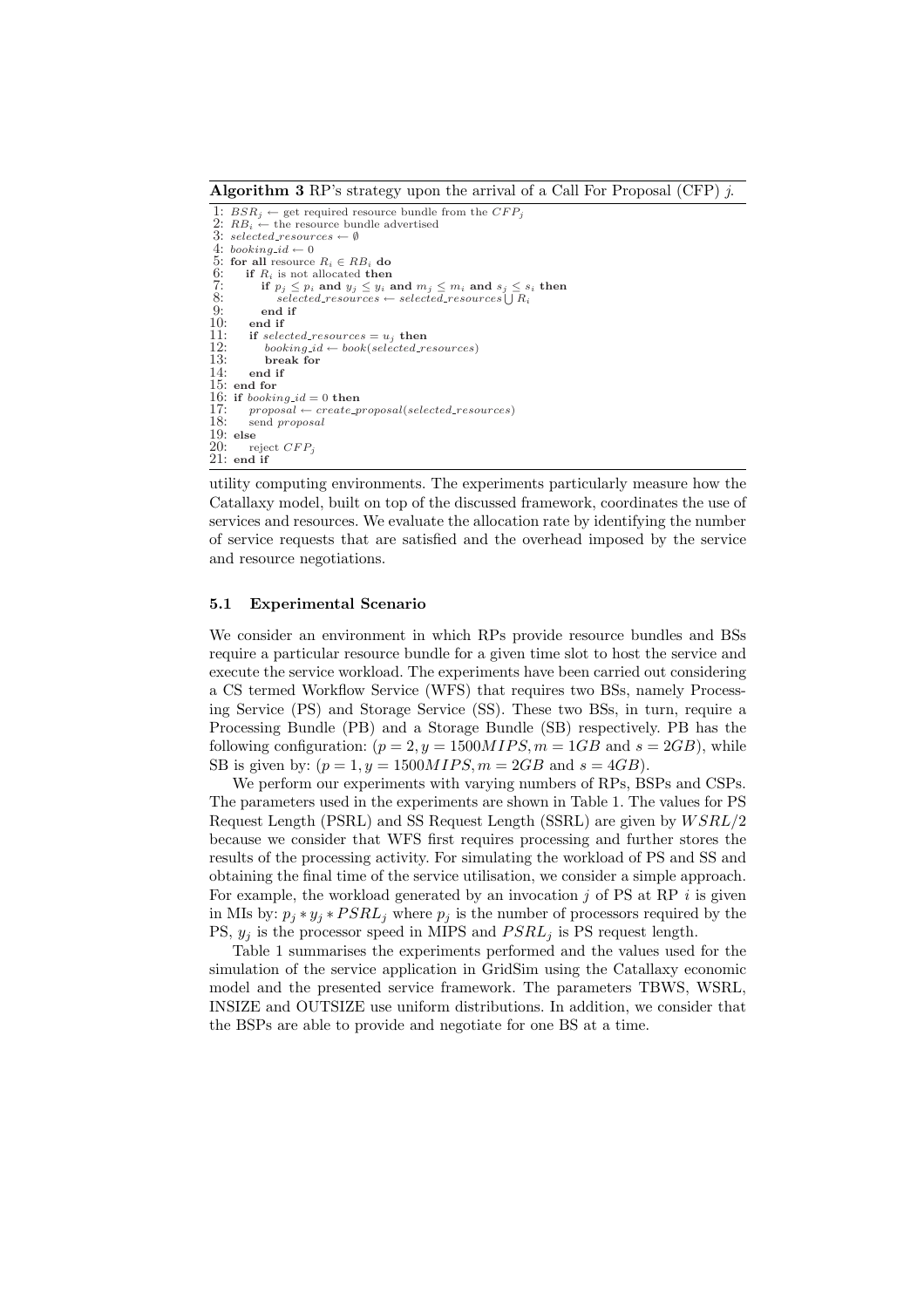**Algorithm 3** RP's strategy upon the arrival of a Call For Proposal (CFP) $j$.

```
1: BSR_j ← get required resource bundle from the CFP_j
2: RB_i ← the resource bundle advertised
3: selected_resources ← ∅
4: booking_id ← 0
5: for all resource R_i ∈ RB_i do
6:    if R_i is not allocated then
7:       if p_j ≤ p_i and y_j ≤ y_i and m_j ≤ m_i and s_j ≤ s_i then
8:          selected_resources ← selected_resources ⋃ R_i
9:       end if
10:   end if
11:   if selected_resources = u_j then
12:      booking_id ← book(selected_resources)
13:      break for
14:   end if
15: end for
16: if booking_id = 0 then
17:    proposal ← create_proposal(selected_resources)
18:    send proposal
19: else
20:    reject CFP_j
21: end if
```

utility computing environments. The experiments particularly measure how the Catallaxy model, built on top of the discussed framework, coordinates the use of services and resources. We evaluate the allocation rate by identifying the number of service requests that are satisfied and the overhead imposed by the service and resource negotiations.

### 5.1 Experimental Scenario

We consider an environment in which RPs provide resource bundles and BSs require a particular resource bundle for a given time slot to host the service and execute the service workload. The experiments have been carried out considering a CS termed Workflow Service (WFS) that requires two BSs, namely Processing Service (PS) and Storage Service (SS). These two BSs, in turn, require a Processing Bundle (PB) and a Storage Bundle (SB) respectively. PB has the following configuration: ($p = 2, y = 1500MIPS, m = 1GB$ and $s = 2GB$), while SB is given by: ($p = 1, y = 1500MIPS, m = 2GB$ and $s = 4GB$).

We perform our experiments with varying numbers of RPs, BSPs and CSPs. The parameters used in the experiments are shown in Table 1. The values for PS Request Length (PSRL) and SS Request Length (SSRL) are given by $WSRL/2$ because we consider that WFS first requires processing and further stores the results of the processing activity. For simulating the workload of PS and SS and obtaining the final time of the service utilisation, we consider a simple approach. For example, the workload generated by an invocation $j$ of PS at RP $i$ is given in MIs by: $p_j * y_j * PSRL_j$ where $p_j$ is the number of processors required by the PS, $y_j$ is the processor speed in MIPS and $PSRL_j$ is PS request length.

Table 1 summarises the experiments performed and the values used for the simulation of the service application in GridSim using the Catallaxy economic model and the presented service framework. The parameters TBWS, WSRL, INSIZE and OUTSIZE use uniform distributions. In addition, we consider that the BSPs are able to provide and negotiate for one BS at a time.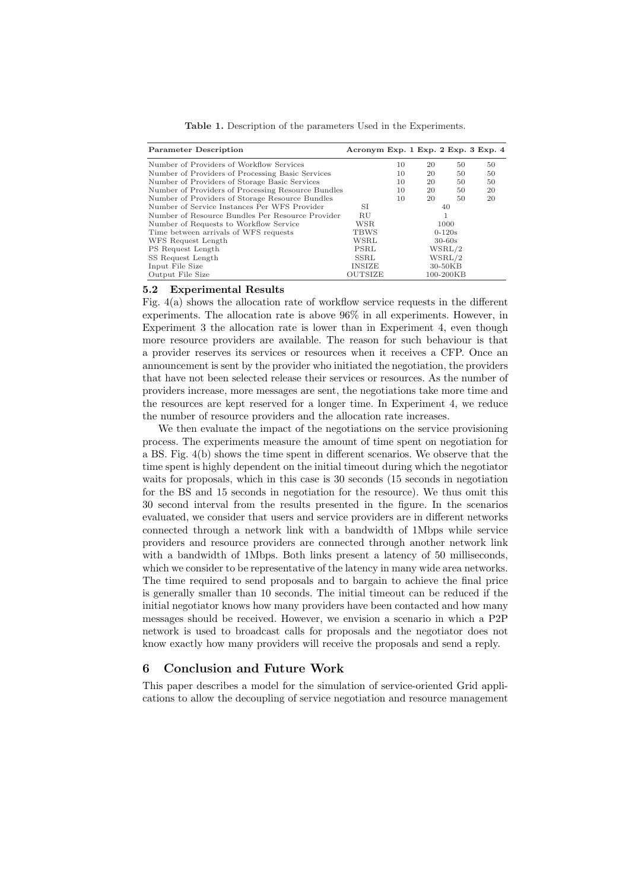**Table 1.** Description of the parameters Used in the Experiments.

| Parameter Description | Acronym | Exp. 1 | Exp. 2 | Exp. 3 | Exp. 4 |
|---|---|---|---|---|---|
| Number of Providers of Workflow Services | | 10 | 20 | 50 | 50 |
| Number of Providers of Processing Basic Services | | 10 | 20 | 50 | 50 |
| Number of Providers of Storage Basic Services | | 10 | 20 | 50 | 50 |
| Number of Providers of Processing Resource Bundles | | 10 | 20 | 50 | 20 |
| Number of Providers of Storage Resource Bundles | | 10 | 20 | 50 | 20 |
| Number of Service Instances Per WFS Provider | SI | 40 | | | |
| Number of Resource Bundles Per Resource Provider | RU | 1 | | | |
| Number of Requests to Workflow Service | WSR | 1000 | | | |
| Time between arrivals of WFS requests | TBWS | 0-120s | | | |
| WFS Request Length | WSRL | 30-60s | | | |
| PS Request Length | PSRL | WSRL/2 | | | |
| SS Request Length | SSRL | WSRL/2 | | | |
| Input File Size | INSIZE | 30-50KB | | | |
| Output File Size | OUTSIZE | 100-200KB | | | |

### 5.2 Experimental Results

Fig. 4(a) shows the allocation rate of workflow service requests in the different experiments. The allocation rate is above 96% in all experiments. However, in Experiment 3 the allocation rate is lower than in Experiment 4, even though more resource providers are available. The reason for such behaviour is that a provider reserves its services or resources when it receives a CFP. Once an announcement is sent by the provider who initiated the negotiation, the providers that have not been selected release their services or resources. As the number of providers increase, more messages are sent, the negotiations take more time and the resources are kept reserved for a longer time. In Experiment 4, we reduce the number of resource providers and the allocation rate increases.

We then evaluate the impact of the negotiations on the service provisioning process. The experiments measure the amount of time spent on negotiation for a BS. Fig. 4(b) shows the time spent in different scenarios. We observe that the time spent is highly dependent on the initial timeout during which the negotiator waits for proposals, which in this case is 30 seconds (15 seconds in negotiation for the BS and 15 seconds in negotiation for the resource). We thus omit this 30 second interval from the results presented in the figure. In the scenarios evaluated, we consider that users and service providers are in different networks connected through a network link with a bandwidth of 1Mbps while service providers and resource providers are connected through another network link with a bandwidth of 1Mbps. Both links present a latency of 50 milliseconds, which we consider to be representative of the latency in many wide area networks. The time required to send proposals and to bargain to achieve the final price is generally smaller than 10 seconds. The initial timeout can be reduced if the initial negotiator knows how many providers have been contacted and how many messages should be received. However, we envision a scenario in which a P2P network is used to broadcast calls for proposals and the negotiator does not know exactly how many providers will receive the proposals and send a reply.

## 6 Conclusion and Future Work

This paper describes a model for the simulation of service-oriented Grid applications to allow the decoupling of service negotiation and resource management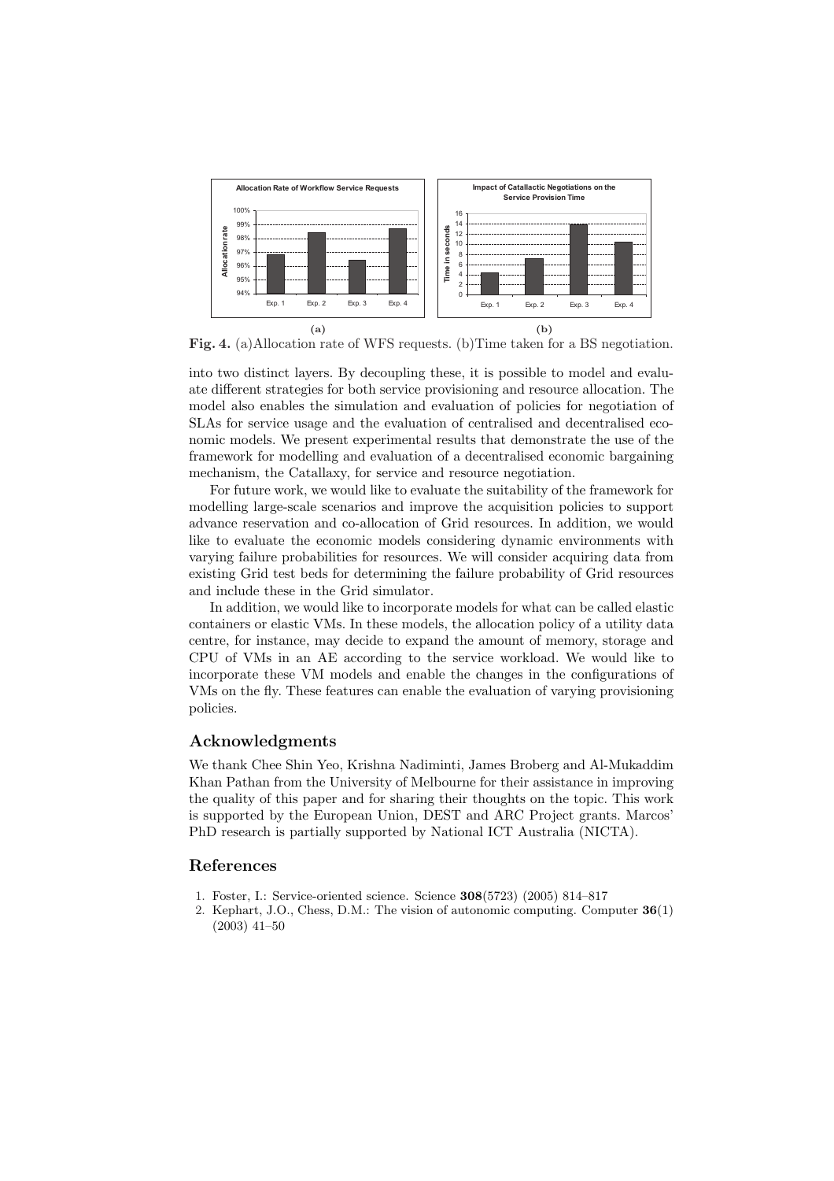Allocation Rate of Workflow Service Requests

Allocation rate

100%
99%
98%
97%
96%
95%
94%

Exp. 1 Exp. 2 Exp. 3 Exp. 4

(a)

Impact of Catallactic Negotiations on the Service Provision Time

Time in seconds

16
14
12
10
8
6
4
2
0

Exp. 1 Exp. 2 Exp. 3 Exp. 4

(b)

**Fig. 4.** (a)Allocation rate of WFS requests. (b)Time taken for a BS negotiation.

into two distinct layers. By decoupling these, it is possible to model and evaluate different strategies for both service provisioning and resource allocation. The model also enables the simulation and evaluation of policies for negotiation of SLAs for service usage and the evaluation of centralised and decentralised economic models. We present experimental results that demonstrate the use of the framework for modelling and evaluation of a decentralised economic bargaining mechanism, the Catallaxy, for service and resource negotiation.

For future work, we would like to evaluate the suitability of the framework for modelling large-scale scenarios and improve the acquisition policies to support advance reservation and co-allocation of Grid resources. In addition, we would like to evaluate the economic models considering dynamic environments with varying failure probabilities for resources. We will consider acquiring data from existing Grid test beds for determining the failure probability of Grid resources and include these in the Grid simulator.

In addition, we would like to incorporate models for what can be called elastic containers or elastic VMs. In these models, the allocation policy of a utility data centre, for instance, may decide to expand the amount of memory, storage and CPU of VMs in an AE according to the service workload. We would like to incorporate these VM models and enable the changes in the configurations of VMs on the fly. These features can enable the evaluation of varying provisioning policies.

## Acknowledgments

We thank Chee Shin Yeo, Krishna Nadiminti, James Broberg and Al-Mukaddim Khan Pathan from the University of Melbourne for their assistance in improving the quality of this paper and for sharing their thoughts on the topic. This work is supported by the European Union, DEST and ARC Project grants. Marcos' PhD research is partially supported by National ICT Australia (NICTA).

## References

1. Foster, I.: Service-oriented science. Science **308**(5723) (2005) 814–817
2. Kephart, J.O., Chess, D.M.: The vision of autonomic computing. Computer **36**(1) (2003) 41–50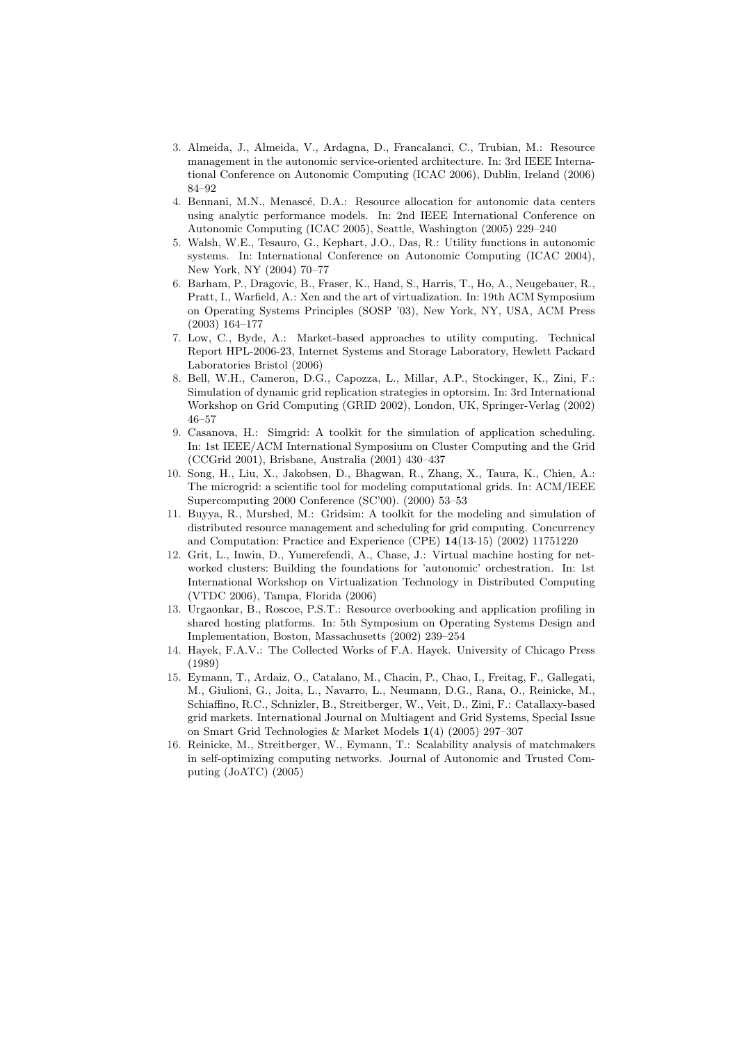3. Almeida, J., Almeida, V., Ardagna, D., Francalanci, C., Trubian, M.: Resource management in the autonomic service-oriented architecture. In: 3rd IEEE International Conference on Autonomic Computing (ICAC 2006), Dublin, Ireland (2006) 84–92
4. Bennani, M.N., Menascé, D.A.: Resource allocation for autonomic data centers using analytic performance models. In: 2nd IEEE International Conference on Autonomic Computing (ICAC 2005), Seattle, Washington (2005) 229–240
5. Walsh, W.E., Tesauro, G., Kephart, J.O., Das, R.: Utility functions in autonomic systems. In: International Conference on Autonomic Computing (ICAC 2004), New York, NY (2004) 70–77
6. Barham, P., Dragovic, B., Fraser, K., Hand, S., Harris, T., Ho, A., Neugebauer, R., Pratt, I., Warfield, A.: Xen and the art of virtualization. In: 19th ACM Symposium on Operating Systems Principles (SOSP '03), New York, NY, USA, ACM Press (2003) 164–177
7. Low, C., Byde, A.: Market-based approaches to utility computing. Technical Report HPL-2006-23, Internet Systems and Storage Laboratory, Hewlett Packard Laboratories Bristol (2006)
8. Bell, W.H., Cameron, D.G., Capozza, L., Millar, A.P., Stockinger, K., Zini, F.: Simulation of dynamic grid replication strategies in optorsim. In: 3rd International Workshop on Grid Computing (GRID 2002), London, UK, Springer-Verlag (2002) 46–57
9. Casanova, H.: Simgrid: A toolkit for the simulation of application scheduling. In: 1st IEEE/ACM International Symposium on Cluster Computing and the Grid (CCGrid 2001), Brisbane, Australia (2001) 430–437
10. Song, H., Liu, X., Jakobsen, D., Bhagwan, R., Zhang, X., Taura, K., Chien, A.: The microgrid: a scientific tool for modeling computational grids. In: ACM/IEEE Supercomputing 2000 Conference (SC'00). (2000) 53–53
11. Buyya, R., Murshed, M.: Gridsim: A toolkit for the modeling and simulation of distributed resource management and scheduling for grid computing. Concurrency and Computation: Practice and Experience (CPE) **14**(13-15) (2002) 11751220
12. Grit, L., Inwin, D., Yumerefendi, A., Chase, J.: Virtual machine hosting for networked clusters: Building the foundations for 'autonomic' orchestration. In: 1st International Workshop on Virtualization Technology in Distributed Computing (VTDC 2006), Tampa, Florida (2006)
13. Urgaonkar, B., Roscoe, P.S.T.: Resource overbooking and application profiling in shared hosting platforms. In: 5th Symposium on Operating Systems Design and Implementation, Boston, Massachusetts (2002) 239–254
14. Hayek, F.A.V.: The Collected Works of F.A. Hayek. University of Chicago Press (1989)
15. Eymann, T., Ardaiz, O., Catalano, M., Chacin, P., Chao, I., Freitag, F., Gallegati, M., Giulioni, G., Joita, L., Navarro, L., Neumann, D.G., Rana, O., Reinicke, M., Schiaffino, R.C., Schnizler, B., Streitberger, W., Veit, D., Zini, F.: Catallaxy-based grid markets. International Journal on Multiagent and Grid Systems, Special Issue on Smart Grid Technologies & Market Models **1**(4) (2005) 297–307
16. Reinicke, M., Streitberger, W., Eymann, T.: Scalability analysis of matchmakers in self-optimizing computing networks. Journal of Autonomic and Trusted Computing (JoATC) (2005)